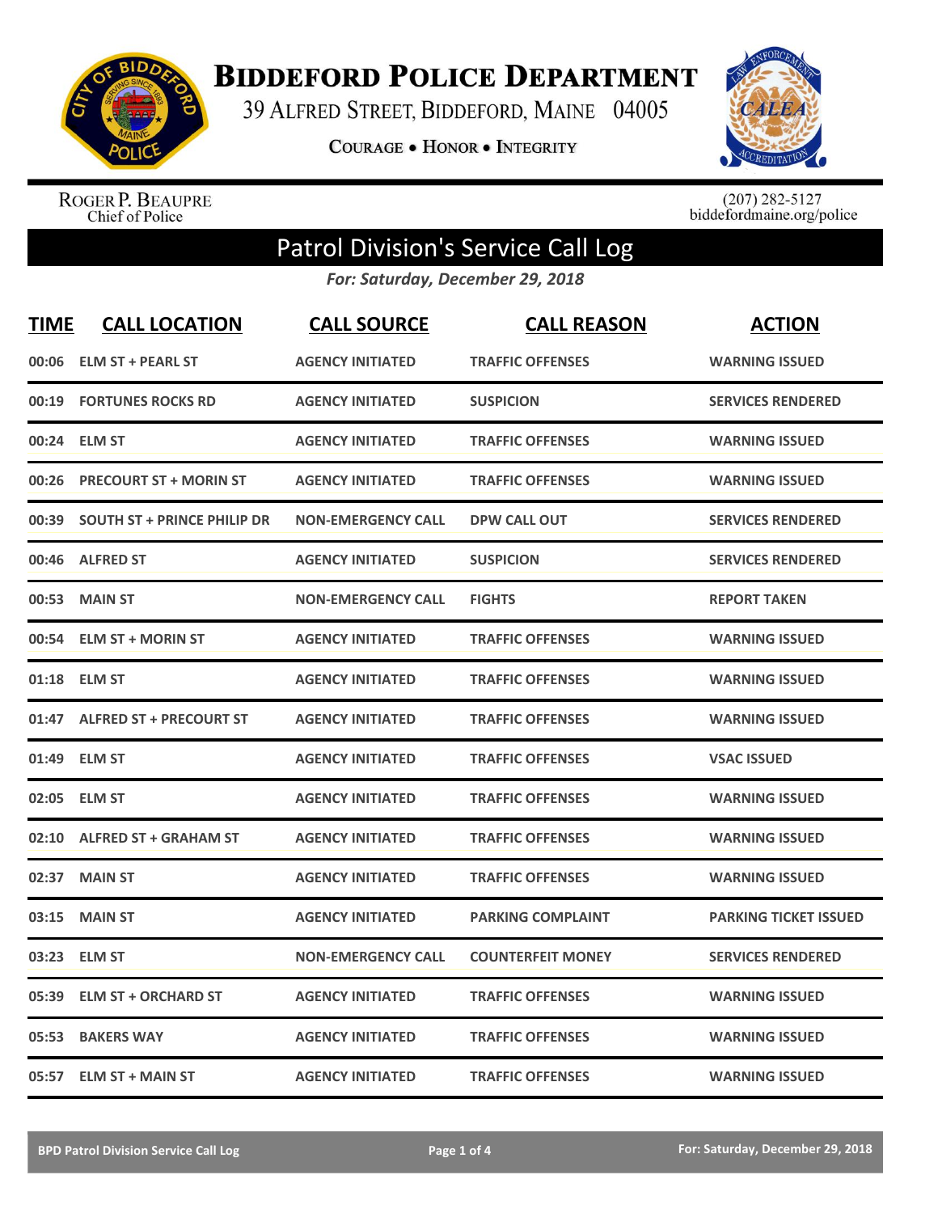# Biddeford Police Department

39 Alfred Street, Biddeford, Maine 04005

Courage • Honor • Integrity

Roger P. Beaupre
Chief of Police

(207) 282-5127
biddefordmaine.org/police

## Patrol Division's Service Call Log

*For: Saturday, December 29, 2018*

| TIME | CALL LOCATION | CALL SOURCE | CALL REASON | ACTION |
|---|---|---|---|---|
| 00:06 | ELM ST + PEARL ST | AGENCY INITIATED | TRAFFIC OFFENSES | WARNING ISSUED |
| 00:19 | FORTUNES ROCKS RD | AGENCY INITIATED | SUSPICION | SERVICES RENDERED |
| 00:24 | ELM ST | AGENCY INITIATED | TRAFFIC OFFENSES | WARNING ISSUED |
| 00:26 | PRECOURT ST + MORIN ST | AGENCY INITIATED | TRAFFIC OFFENSES | WARNING ISSUED |
| 00:39 | SOUTH ST + PRINCE PHILIP DR | NON-EMERGENCY CALL | DPW CALL OUT | SERVICES RENDERED |
| 00:46 | ALFRED ST | AGENCY INITIATED | SUSPICION | SERVICES RENDERED |
| 00:53 | MAIN ST | NON-EMERGENCY CALL | FIGHTS | REPORT TAKEN |
| 00:54 | ELM ST + MORIN ST | AGENCY INITIATED | TRAFFIC OFFENSES | WARNING ISSUED |
| 01:18 | ELM ST | AGENCY INITIATED | TRAFFIC OFFENSES | WARNING ISSUED |
| 01:47 | ALFRED ST + PRECOURT ST | AGENCY INITIATED | TRAFFIC OFFENSES | WARNING ISSUED |
| 01:49 | ELM ST | AGENCY INITIATED | TRAFFIC OFFENSES | VSAC ISSUED |
| 02:05 | ELM ST | AGENCY INITIATED | TRAFFIC OFFENSES | WARNING ISSUED |
| 02:10 | ALFRED ST + GRAHAM ST | AGENCY INITIATED | TRAFFIC OFFENSES | WARNING ISSUED |
| 02:37 | MAIN ST | AGENCY INITIATED | TRAFFIC OFFENSES | WARNING ISSUED |
| 03:15 | MAIN ST | AGENCY INITIATED | PARKING COMPLAINT | PARKING TICKET ISSUED |
| 03:23 | ELM ST | NON-EMERGENCY CALL | COUNTERFEIT MONEY | SERVICES RENDERED |
| 05:39 | ELM ST + ORCHARD ST | AGENCY INITIATED | TRAFFIC OFFENSES | WARNING ISSUED |
| 05:53 | BAKERS WAY | AGENCY INITIATED | TRAFFIC OFFENSES | WARNING ISSUED |
| 05:57 | ELM ST + MAIN ST | AGENCY INITIATED | TRAFFIC OFFENSES | WARNING ISSUED |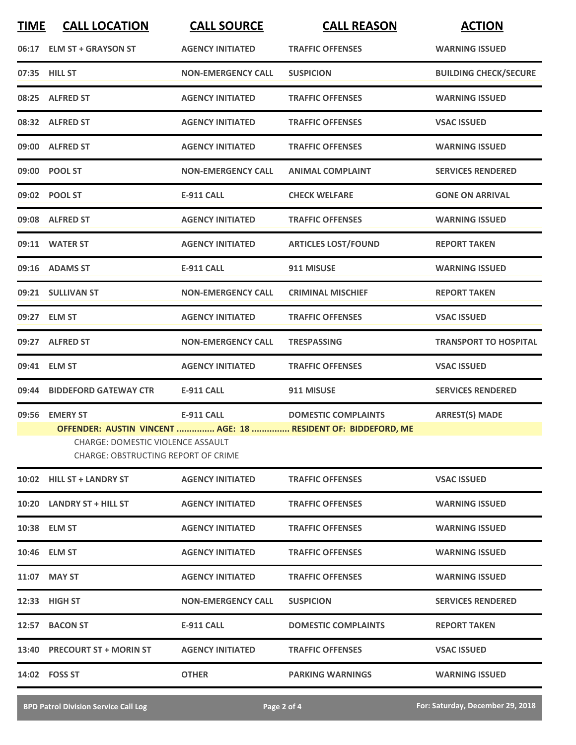| TIME | CALL LOCATION | CALL SOURCE | CALL REASON | ACTION |
|---|---|---|---|---|
| 06:17 | ELM ST + GRAYSON ST | AGENCY INITIATED | TRAFFIC OFFENSES | WARNING ISSUED |
| 07:35 | HILL ST | NON-EMERGENCY CALL | SUSPICION | BUILDING CHECK/SECURE |
| 08:25 | ALFRED ST | AGENCY INITIATED | TRAFFIC OFFENSES | WARNING ISSUED |
| 08:32 | ALFRED ST | AGENCY INITIATED | TRAFFIC OFFENSES | VSAC ISSUED |
| 09:00 | ALFRED ST | AGENCY INITIATED | TRAFFIC OFFENSES | WARNING ISSUED |
| 09:00 | POOL ST | NON-EMERGENCY CALL | ANIMAL COMPLAINT | SERVICES RENDERED |
| 09:02 | POOL ST | E-911 CALL | CHECK WELFARE | GONE ON ARRIVAL |
| 09:08 | ALFRED ST | AGENCY INITIATED | TRAFFIC OFFENSES | WARNING ISSUED |
| 09:11 | WATER ST | AGENCY INITIATED | ARTICLES LOST/FOUND | REPORT TAKEN |
| 09:16 | ADAMS ST | E-911 CALL | 911 MISUSE | WARNING ISSUED |
| 09:21 | SULLIVAN ST | NON-EMERGENCY CALL | CRIMINAL MISCHIEF | REPORT TAKEN |
| 09:27 | ELM ST | AGENCY INITIATED | TRAFFIC OFFENSES | VSAC ISSUED |
| 09:27 | ALFRED ST | NON-EMERGENCY CALL | TRESPASSING | TRANSPORT TO HOSPITAL |
| 09:41 | ELM ST | AGENCY INITIATED | TRAFFIC OFFENSES | VSAC ISSUED |
| 09:44 | BIDDEFORD GATEWAY CTR | E-911 CALL | 911 MISUSE | SERVICES RENDERED |
| 09:56 | EMERY ST | E-911 CALL | DOMESTIC COMPLAINTS | ARREST(S) MADE |
| | **OFFENDER: AUSTIN VINCENT ............... AGE: 18 ............... RESIDENT OF: BIDDEFORD, ME**<br>CHARGE: DOMESTIC VIOLENCE ASSAULT<br>CHARGE: OBSTRUCTING REPORT OF CRIME | | | |
| 10:02 | HILL ST + LANDRY ST | AGENCY INITIATED | TRAFFIC OFFENSES | VSAC ISSUED |
| 10:20 | LANDRY ST + HILL ST | AGENCY INITIATED | TRAFFIC OFFENSES | WARNING ISSUED |
| 10:38 | ELM ST | AGENCY INITIATED | TRAFFIC OFFENSES | WARNING ISSUED |
| 10:46 | ELM ST | AGENCY INITIATED | TRAFFIC OFFENSES | WARNING ISSUED |
| 11:07 | MAY ST | AGENCY INITIATED | TRAFFIC OFFENSES | WARNING ISSUED |
| 12:33 | HIGH ST | NON-EMERGENCY CALL | SUSPICION | SERVICES RENDERED |
| 12:57 | BACON ST | E-911 CALL | DOMESTIC COMPLAINTS | REPORT TAKEN |
| 13:40 | PRECOURT ST + MORIN ST | AGENCY INITIATED | TRAFFIC OFFENSES | VSAC ISSUED |
| 14:02 | FOSS ST | OTHER | PARKING WARNINGS | WARNING ISSUED |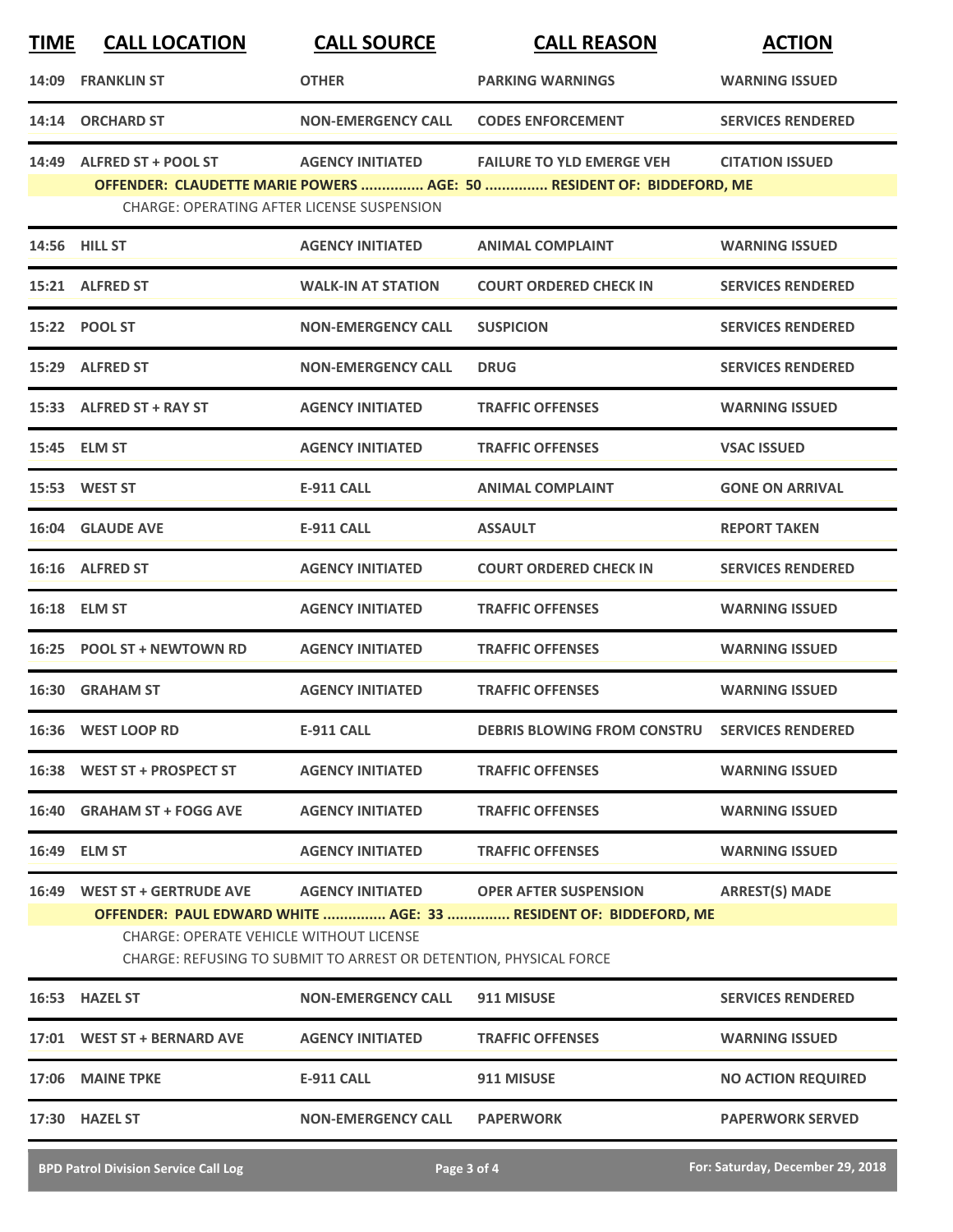| TIME | CALL LOCATION | CALL SOURCE | CALL REASON | ACTION |
|---|---|---|---|---|
| 14:09 | FRANKLIN ST | OTHER | PARKING WARNINGS | WARNING ISSUED |
| 14:14 | ORCHARD ST | NON-EMERGENCY CALL | CODES ENFORCEMENT | SERVICES RENDERED |
| 14:49 | ALFRED ST + POOL ST | AGENCY INITIATED | FAILURE TO YLD EMERGE VEH | CITATION ISSUED |
| | **OFFENDER: CLAUDETTE MARIE POWERS ............... AGE: 50 ............... RESIDENT OF: BIDDEFORD, ME** | | | |
| | CHARGE: OPERATING AFTER LICENSE SUSPENSION | | | |
| 14:56 | HILL ST | AGENCY INITIATED | ANIMAL COMPLAINT | WARNING ISSUED |
| 15:21 | ALFRED ST | WALK-IN AT STATION | COURT ORDERED CHECK IN | SERVICES RENDERED |
| 15:22 | POOL ST | NON-EMERGENCY CALL | SUSPICION | SERVICES RENDERED |
| 15:29 | ALFRED ST | NON-EMERGENCY CALL | DRUG | SERVICES RENDERED |
| 15:33 | ALFRED ST + RAY ST | AGENCY INITIATED | TRAFFIC OFFENSES | WARNING ISSUED |
| 15:45 | ELM ST | AGENCY INITIATED | TRAFFIC OFFENSES | VSAC ISSUED |
| 15:53 | WEST ST | E-911 CALL | ANIMAL COMPLAINT | GONE ON ARRIVAL |
| 16:04 | GLAUDE AVE | E-911 CALL | ASSAULT | REPORT TAKEN |
| 16:16 | ALFRED ST | AGENCY INITIATED | COURT ORDERED CHECK IN | SERVICES RENDERED |
| 16:18 | ELM ST | AGENCY INITIATED | TRAFFIC OFFENSES | WARNING ISSUED |
| 16:25 | POOL ST + NEWTOWN RD | AGENCY INITIATED | TRAFFIC OFFENSES | WARNING ISSUED |
| 16:30 | GRAHAM ST | AGENCY INITIATED | TRAFFIC OFFENSES | WARNING ISSUED |
| 16:36 | WEST LOOP RD | E-911 CALL | DEBRIS BLOWING FROM CONSTRU | SERVICES RENDERED |
| 16:38 | WEST ST + PROSPECT ST | AGENCY INITIATED | TRAFFIC OFFENSES | WARNING ISSUED |
| 16:40 | GRAHAM ST + FOGG AVE | AGENCY INITIATED | TRAFFIC OFFENSES | WARNING ISSUED |
| 16:49 | ELM ST | AGENCY INITIATED | TRAFFIC OFFENSES | WARNING ISSUED |
| 16:49 | WEST ST + GERTRUDE AVE | AGENCY INITIATED | OPER AFTER SUSPENSION | ARREST(S) MADE |
| | **OFFENDER: PAUL EDWARD WHITE ............... AGE: 33 ............... RESIDENT OF: BIDDEFORD, ME** | | | |
| | CHARGE: OPERATE VEHICLE WITHOUT LICENSE | | | |
| | CHARGE: REFUSING TO SUBMIT TO ARREST OR DETENTION, PHYSICAL FORCE | | | |
| 16:53 | HAZEL ST | NON-EMERGENCY CALL | 911 MISUSE | SERVICES RENDERED |
| 17:01 | WEST ST + BERNARD AVE | AGENCY INITIATED | TRAFFIC OFFENSES | WARNING ISSUED |
| 17:06 | MAINE TPKE | E-911 CALL | 911 MISUSE | NO ACTION REQUIRED |
| 17:30 | HAZEL ST | NON-EMERGENCY CALL | PAPERWORK | PAPERWORK SERVED |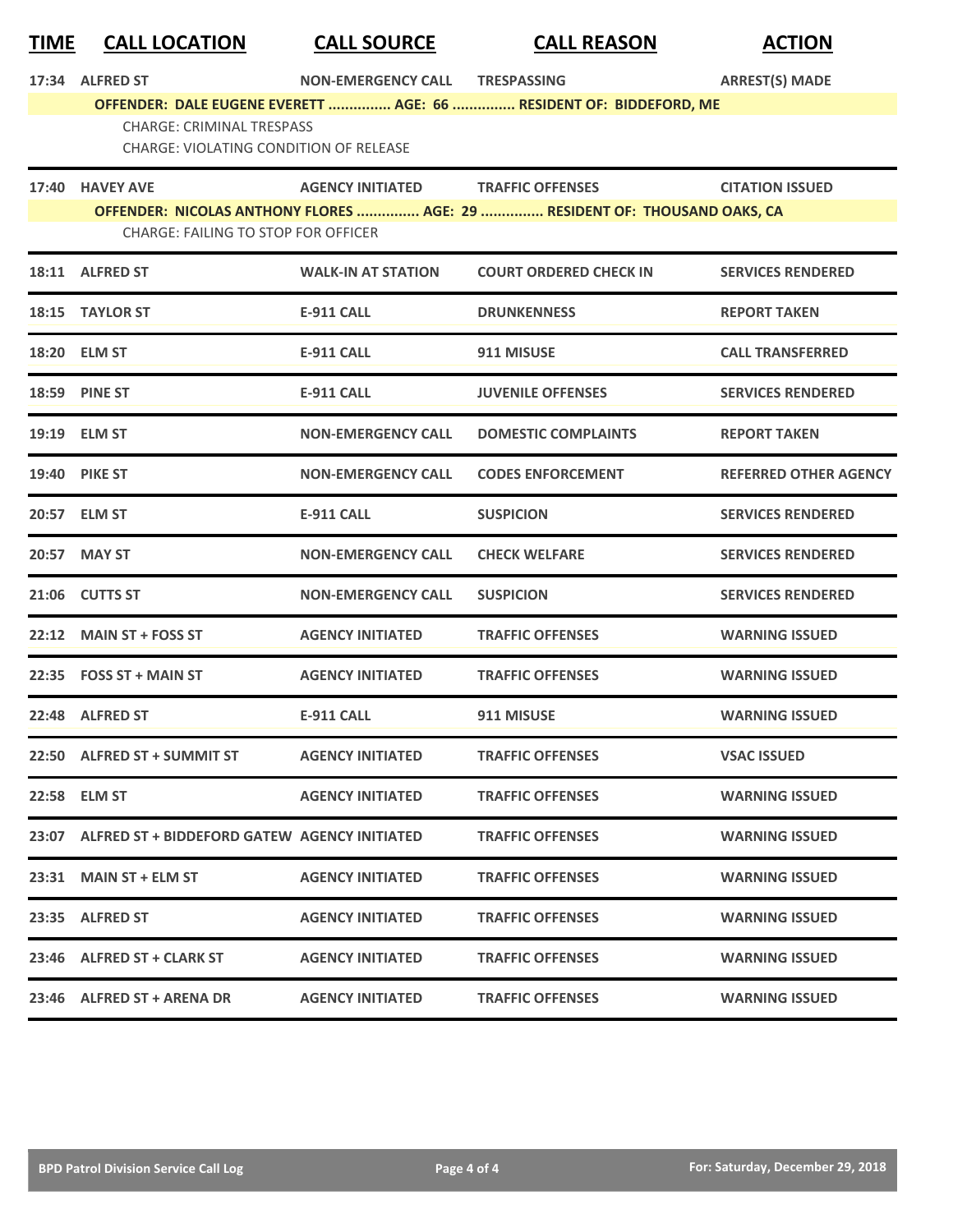| TIME | CALL LOCATION | CALL SOURCE | CALL REASON | ACTION |
|---|---|---|---|---|
| 17:34 | ALFRED ST | NON-EMERGENCY CALL | TRESPASSING | ARREST(S) MADE |
| | OFFENDER: DALE EUGENE EVERETT ............... AGE: 66 ............... RESIDENT OF: BIDDEFORD, ME | | | |
| | CHARGE: CRIMINAL TRESPASS | | | |
| | CHARGE: VIOLATING CONDITION OF RELEASE | | | |
| 17:40 | HAVEY AVE | AGENCY INITIATED | TRAFFIC OFFENSES | CITATION ISSUED |
| | OFFENDER: NICOLAS ANTHONY FLORES ............... AGE: 29 ............... RESIDENT OF: THOUSAND OAKS, CA | | | |
| | CHARGE: FAILING TO STOP FOR OFFICER | | | |
| 18:11 | ALFRED ST | WALK-IN AT STATION | COURT ORDERED CHECK IN | SERVICES RENDERED |
| 18:15 | TAYLOR ST | E-911 CALL | DRUNKENNESS | REPORT TAKEN |
| 18:20 | ELM ST | E-911 CALL | 911 MISUSE | CALL TRANSFERRED |
| 18:59 | PINE ST | E-911 CALL | JUVENILE OFFENSES | SERVICES RENDERED |
| 19:19 | ELM ST | NON-EMERGENCY CALL | DOMESTIC COMPLAINTS | REPORT TAKEN |
| 19:40 | PIKE ST | NON-EMERGENCY CALL | CODES ENFORCEMENT | REFERRED OTHER AGENCY |
| 20:57 | ELM ST | E-911 CALL | SUSPICION | SERVICES RENDERED |
| 20:57 | MAY ST | NON-EMERGENCY CALL | CHECK WELFARE | SERVICES RENDERED |
| 21:06 | CUTTS ST | NON-EMERGENCY CALL | SUSPICION | SERVICES RENDERED |
| 22:12 | MAIN ST + FOSS ST | AGENCY INITIATED | TRAFFIC OFFENSES | WARNING ISSUED |
| 22:35 | FOSS ST + MAIN ST | AGENCY INITIATED | TRAFFIC OFFENSES | WARNING ISSUED |
| 22:48 | ALFRED ST | E-911 CALL | 911 MISUSE | WARNING ISSUED |
| 22:50 | ALFRED ST + SUMMIT ST | AGENCY INITIATED | TRAFFIC OFFENSES | VSAC ISSUED |
| 22:58 | ELM ST | AGENCY INITIATED | TRAFFIC OFFENSES | WARNING ISSUED |
| 23:07 | ALFRED ST + BIDDEFORD GATEW | AGENCY INITIATED | TRAFFIC OFFENSES | WARNING ISSUED |
| 23:31 | MAIN ST + ELM ST | AGENCY INITIATED | TRAFFIC OFFENSES | WARNING ISSUED |
| 23:35 | ALFRED ST | AGENCY INITIATED | TRAFFIC OFFENSES | WARNING ISSUED |
| 23:46 | ALFRED ST + CLARK ST | AGENCY INITIATED | TRAFFIC OFFENSES | WARNING ISSUED |
| 23:46 | ALFRED ST + ARENA DR | AGENCY INITIATED | TRAFFIC OFFENSES | WARNING ISSUED |